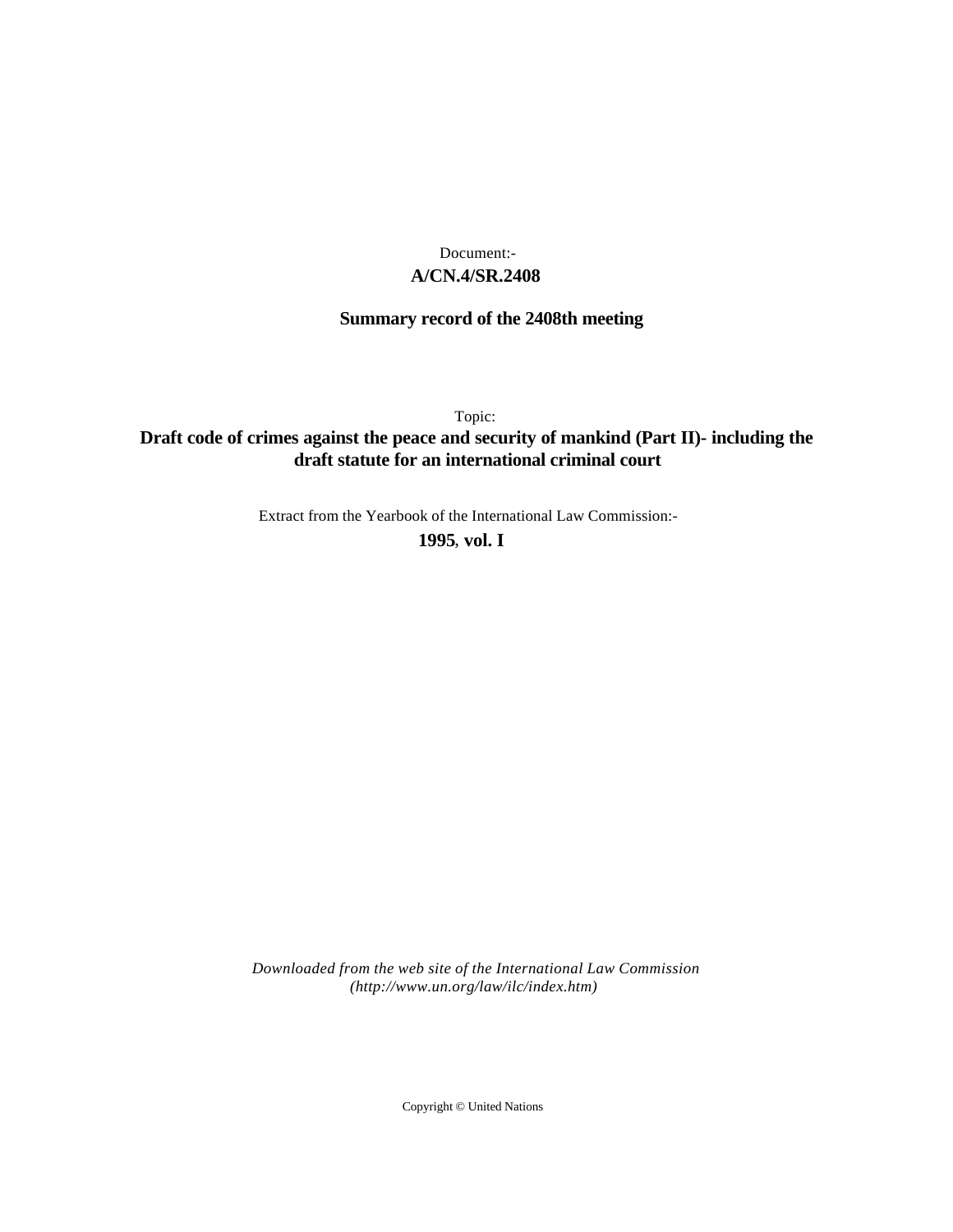Document:-

**A/CN.4/SR.2408**

**Summary record of the 2408th meeting**

Topic:

**Draft code of crimes against the peace and security of mankind (Part II)- including the draft statute for an international criminal court**

Extract from the Yearbook of the International Law Commission:-

**1995, vol. I**

*Downloaded from the web site of the International Law Commission (http://www.un.org/law/ilc/index.htm)*

Copyright © United Nations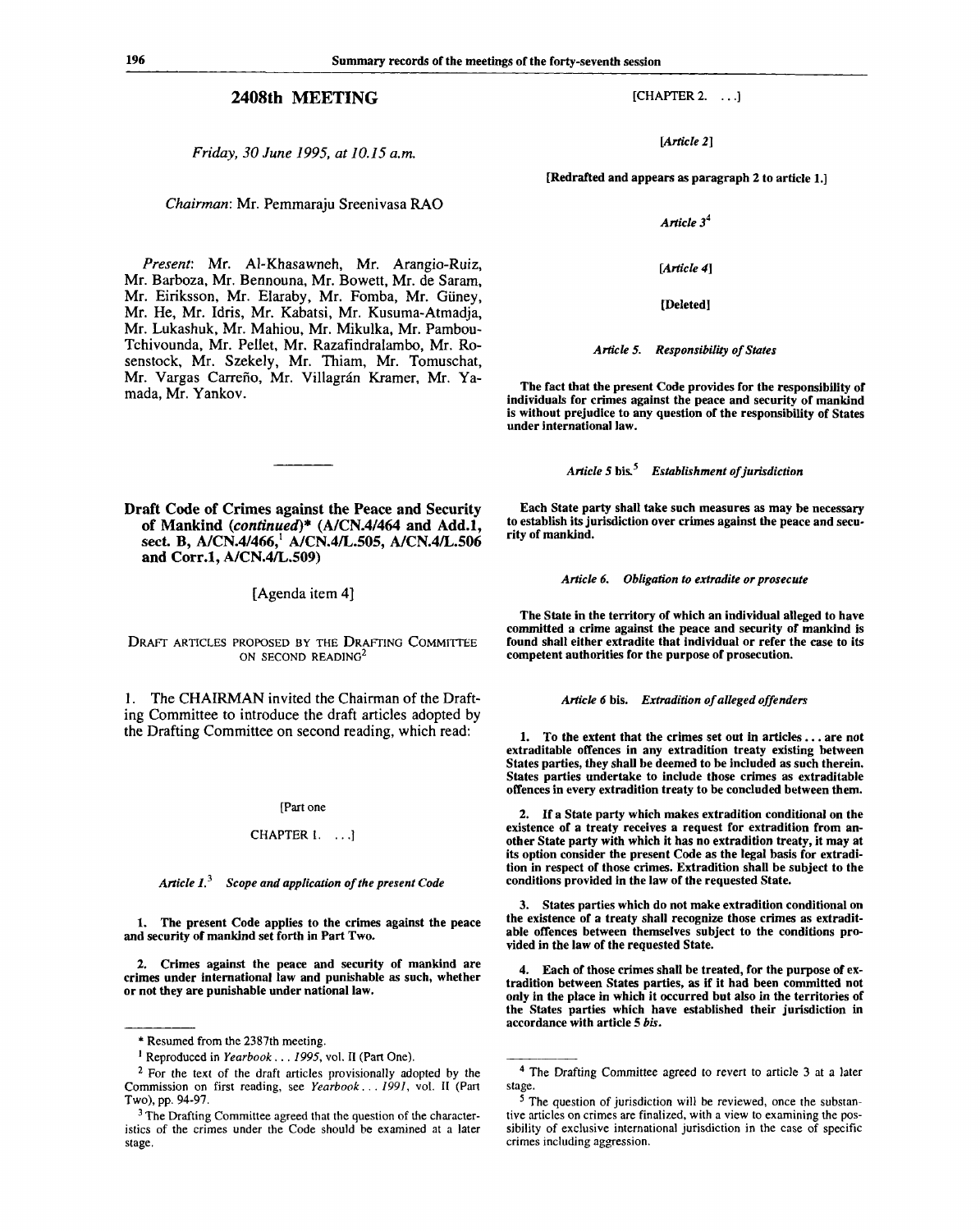## 2408th MEETING

*Friday, 30 June 1995, at 10.15 a.m.*

*Chairman*: Mr. Pemmaraju Sreenivasa RAO

*Present*: Mr. Al-Khasawneh, Mr. Arangio-Ruiz, Mr. Barboza, Mr. Bennouna, Mr. Bowett, Mr. de Saram, Mr. Eiriksson, Mr. Elaraby, Mr. Fomba, Mr. Güney, Mr. He, Mr. Idris, Mr. Kabatsi, Mr. Kusuma-Atmadja, Mr. Lukashuk, Mr. Mahiou, Mr. Mikulka, Mr. Pambou-Tchivounda, Mr. Pellet, Mr. Razafindralambo, Mr. Rosenstock, Mr. Szekely, Mr. Thiam, Mr. Tomuschat, Mr. Vargas Carreño, Mr. Villagrán Kramer, Mr. Yamada, Mr. Yankov.

---

### Draft Code of Crimes against the Peace and Security of Mankind (*continued*)* (A/CN.4/464 and Add.1, sect. B, A/CN.4/466,[1] A/CN.4/L.505, A/CN.4/L.506 and Corr.1, A/CN.4/L.509)

[Agenda item 4]

DRAFT ARTICLES PROPOSED BY THE DRAFTING COMMITTEE ON SECOND READING[2]

1. The CHAIRMAN invited the Chairman of the Drafting Committee to introduce the draft articles adopted by the Drafting Committee on second reading, which read:

[Part one

CHAPTER I. ...]

*Article 1.[3] Scope and application of the present Code*

**1. The present Code applies to the crimes against the peace and security of mankind set forth in Part Two.**

**2. Crimes against the peace and security of mankind are crimes under international law and punishable as such, whether or not they are punishable under national law.**

[CHAPTER 2. ...]

*[Article 2]*

**[Redrafted and appears as paragraph 2 to article 1.]**

*Article 3*[4]

*[Article 4]*

**[Deleted]**

*Article 5. Responsibility of States*

**The fact that the present Code provides for the responsibility of individuals for crimes against the peace and security of mankind is without prejudice to any question of the responsibility of States under international law.**

*Article 5* bis.[5] *Establishment of jurisdiction*

**Each State party shall take such measures as may be necessary to establish its jurisdiction over crimes against the peace and security of mankind.**

*Article 6. Obligation to extradite or prosecute*

**The State in the territory of which an individual alleged to have committed a crime against the peace and security of mankind is found shall either extradite that individual or refer the case to its competent authorities for the purpose of prosecution.**

*Article 6* bis. *Extradition of alleged offenders*

**1. To the extent that the crimes set out in articles ... are not extraditable offences in any extradition treaty existing between States parties, they shall be deemed to be included as such therein. States parties undertake to include those crimes as extraditable offences in every extradition treaty to be concluded between them.**

**2. If a State party which makes extradition conditional on the existence of a treaty receives a request for extradition from another State party with which it has no extradition treaty, it may at its option consider the present Code as the legal basis for extradition in respect of those crimes. Extradition shall be subject to the conditions provided in the law of the requested State.**

**3. States parties which do not make extradition conditional on the existence of a treaty shall recognize those crimes as extraditable offences between themselves subject to the conditions provided in the law of the requested State.**

**4. Each of those crimes shall be treated, for the purpose of extradition between States parties, as if it had been committed not only in the place in which it occurred but also in the territories of the States parties which have established their jurisdiction in accordance with article 5 *bis*.**

---

\* Resumed from the 2387th meeting.

[1] Reproduced in *Yearbook . . . 1995*, vol. II (Part One).

[2] For the text of the draft articles provisionally adopted by the Commission on first reading, see *Yearbook . . . 1991*, vol. II (Part Two), pp. 94-97.

[3] The Drafting Committee agreed that the question of the characteristics of the crimes under the Code should be examined at a later stage.

[4] The Drafting Committee agreed to revert to article 3 at a later stage.

[5] The question of jurisdiction will be reviewed, once the substantive articles on crimes are finalized, with a view to examining the possibility of exclusive international jurisdiction in the case of specific crimes including aggression.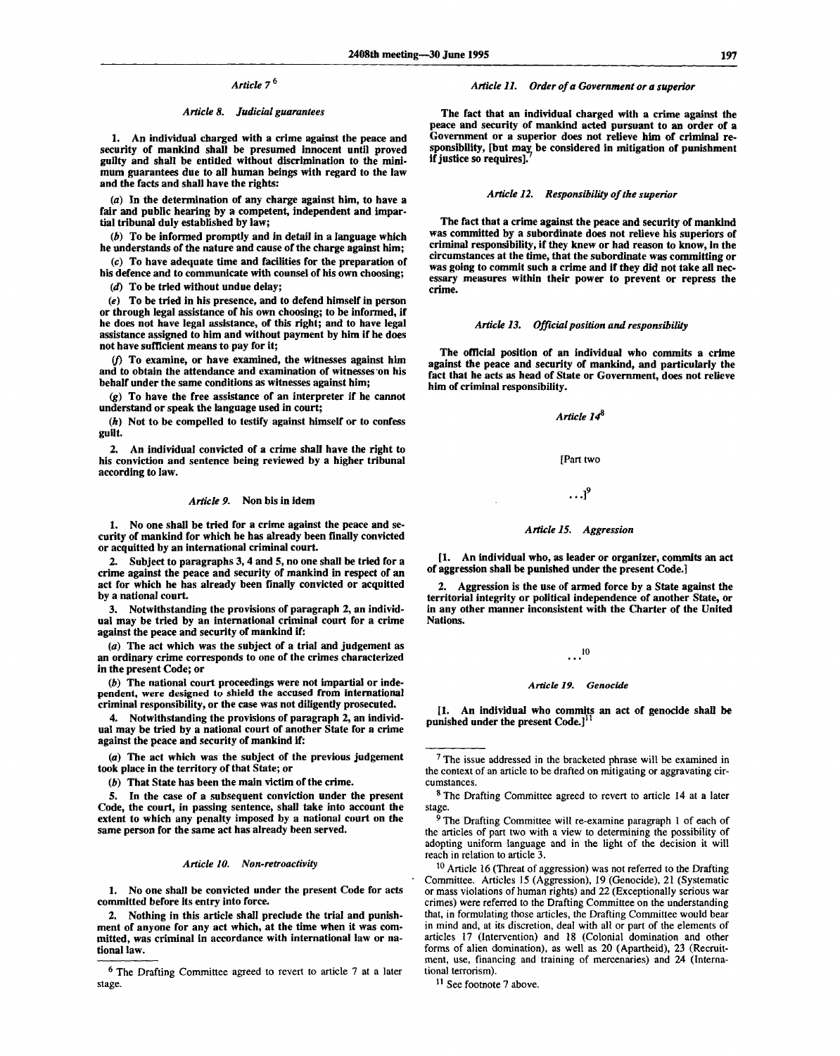*Article 7*[6]

*Article 8. Judicial guarantees*

**1. An individual charged with a crime against the peace and security of mankind shall be presumed innocent until proved guilty and shall be entitled without discrimination to the minimum guarantees due to all human beings with regard to the law and the facts and shall have the rights:**

**(*a*) In the determination of any charge against him, to have a fair and public hearing by a competent, independent and impartial tribunal duly established by law;**

**(*b*) To be informed promptly and in detail in a language which he understands of the nature and cause of the charge against him;**

**(*c*) To have adequate time and facilities for the preparation of his defence and to communicate with counsel of his own choosing;**

**(*d*) To be tried without undue delay;**

**(*e*) To be tried in his presence, and to defend himself in person or through legal assistance of his own choosing; to be informed, if he does not have legal assistance, of this right; and to have legal assistance assigned to him and without payment by him if he does not have sufficient means to pay for it;**

**(*f*) To examine, or have examined, the witnesses against him and to obtain the attendance and examination of witnesses on his behalf under the same conditions as witnesses against him;**

**(*g*) To have the free assistance of an interpreter if he cannot understand or speak the language used in court;**

**(*h*) Not to be compelled to testify against himself or to confess guilt.**

**2. An individual convicted of a crime shall have the right to his conviction and sentence being reviewed by a higher tribunal according to law.**

*Article 9.* Non bis in idem

**1. No one shall be tried for a crime against the peace and security of mankind for which he has already been finally convicted or acquitted by an international criminal court.**

**2. Subject to paragraphs 3, 4 and 5, no one shall be tried for a crime against the peace and security of mankind in respect of an act for which he has already been finally convicted or acquitted by a national court.**

**3. Notwithstanding the provisions of paragraph 2, an individual may be tried by an international criminal court for a crime against the peace and security of mankind if:**

**(*a*) The act which was the subject of a trial and judgement as an ordinary crime corresponds to one of the crimes characterized in the present Code; or**

**(*b*) The national court proceedings were not impartial or independent, were designed to shield the accused from international criminal responsibility, or the case was not diligently prosecuted.**

**4. Notwithstanding the provisions of paragraph 2, an individual may be tried by a national court of another State for a crime against the peace and security of mankind if:**

**(*a*) The act which was the subject of the previous judgement took place in the territory of that State; or**

**(*b*) That State has been the main victim of the crime.**

**5. In the case of a subsequent conviction under the present Code, the court, in passing sentence, shall take into account the extent to which any penalty imposed by a national court on the same person for the same act has already been served.**

*Article 10. Non-retroactivity*

**1. No one shall be convicted under the present Code for acts committed before its entry into force.**

**2. Nothing in this article shall preclude the trial and punishment of anyone for any act which, at the time when it was committed, was criminal in accordance with international law or national law.**

*Article 11. Order of a Government or a superior*

**The fact that an individual charged with a crime against the peace and security of mankind acted pursuant to an order of a Government or a superior does not relieve him of criminal responsibility, [but may be considered in mitigation of punishment if justice so requires].**[7]

*Article 12. Responsibility of the superior*

**The fact that a crime against the peace and security of mankind was committed by a subordinate does not relieve his superiors of criminal responsibility, if they knew or had reason to know, in the circumstances at the time, that the subordinate was committing or was going to commit such a crime and if they did not take all necessary measures within their power to prevent or repress the crime.**

*Article 13. Official position and responsibility*

**The official position of an individual who commits a crime against the peace and security of mankind, and particularly the fact that he acts as head of State or Government, does not relieve him of criminal responsibility.**

*Article 14*[8]

[Part two

. . .][9]

*Article 15. Aggression*

**[1. An individual who, as leader or organizer, commits an act of aggression shall be punished under the present Code.]**

**2. Aggression is the use of armed force by a State against the territorial integrity or political independence of another State, or in any other manner inconsistent with the Charter of the United Nations.**

. . .[10]

*Article 19. Genocide*

**[1. An individual who commits an act of genocide shall be punished under the present Code.]**[11]

---

[6] The Drafting Committee agreed to revert to article 7 at a later stage.

[7] The issue addressed in the bracketed phrase will be examined in the context of an article to be drafted on mitigating or aggravating circumstances.

[8] The Drafting Committee agreed to revert to article 14 at a later stage.

[9] The Drafting Committee will re-examine paragraph 1 of each of the articles of part two with a view to determining the possibility of adopting uniform language and in the light of the decision it will reach in relation to article 3.

[10] Article 16 (Threat of aggression) was not referred to the Drafting Committee. Articles 15 (Aggression), 19 (Genocide), 21 (Systematic or mass violations of human rights) and 22 (Exceptionally serious war crimes) were referred to the Drafting Committee on the understanding that, in formulating those articles, the Drafting Committee would bear in mind and, at its discretion, deal with all or part of the elements of articles 17 (Intervention) and 18 (Colonial domination and other forms of alien domination), as well as 20 (Apartheid), 23 (Recruitment, use, financing and training of mercenaries) and 24 (International terrorism).

[11] See footnote 7 above.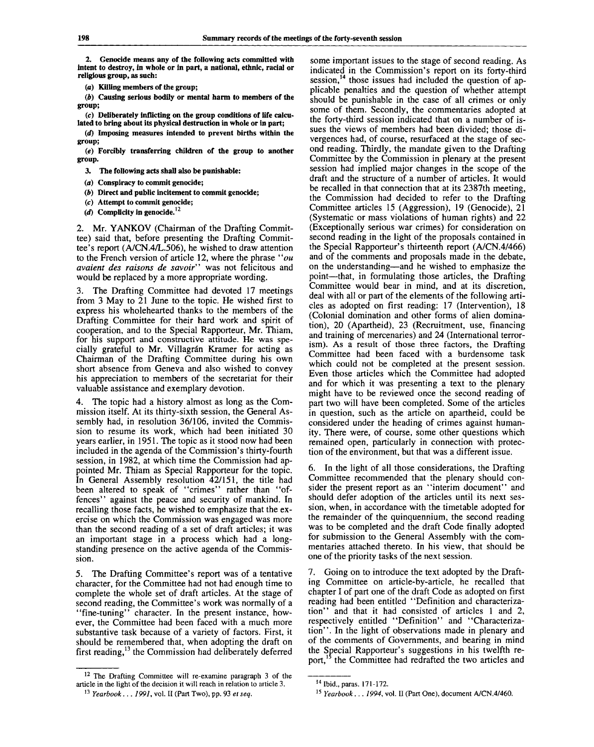**2. Genocide means any of the following acts committed with intent to destroy, in whole or in part, a national, ethnic, racial or religious group, as such:**

**(*a*) Killing members of the group;**

**(*b*) Causing serious bodily or mental harm to members of the group;**

**(*c*) Deliberately inflicting on the group conditions of life calculated to bring about its physical destruction in whole or in part;**

**(*d*) Imposing measures intended to prevent births within the group;**

**(*e*) Forcibly transferring children of the group to another group.**

**3. The following acts shall also be punishable:**

**(*a*) Conspiracy to commit genocide;**

**(*b*) Direct and public incitement to commit genocide;**

**(*c*) Attempt to commit genocide;**

**(*d*) Complicity in genocide.**[12]

2. Mr. YANKOV (Chairman of the Drafting Committee) said that, before presenting the Drafting Committee's report (A/CN.4/L.506), he wished to draw attention to the French version of article 12, where the phrase "*ou avaient des raisons de savoir*" was not felicitous and would be replaced by a more appropriate wording.

3. The Drafting Committee had devoted 17 meetings from 3 May to 21 June to the topic. He wished first to express his wholehearted thanks to the members of the Drafting Committee for their hard work and spirit of cooperation, and to the Special Rapporteur, Mr. Thiam, for his support and constructive attitude. He was specially grateful to Mr. Villagrán Kramer for acting as Chairman of the Drafting Committee during his own short absence from Geneva and also wished to convey his appreciation to members of the secretariat for their valuable assistance and exemplary devotion.

4. The topic had a history almost as long as the Commission itself. At its thirty-sixth session, the General Assembly had, in resolution 36/106, invited the Commission to resume its work, which had been initiated 30 years earlier, in 1951. The topic as it stood now had been included in the agenda of the Commission's thirty-fourth session, in 1982, at which time the Commission had appointed Mr. Thiam as Special Rapporteur for the topic. In General Assembly resolution 42/151, the title had been altered to speak of "crimes" rather than "offences" against the peace and security of mankind. In recalling those facts, he wished to emphasize that the exercise on which the Commission was engaged was more than the second reading of a set of draft articles; it was an important stage in a process which had a long-standing presence on the active agenda of the Commission.

5. The Drafting Committee's report was of a tentative character, for the Committee had not had enough time to complete the whole set of draft articles. At the stage of second reading, the Committee's work was normally of a "fine-tuning" character. In the present instance, however, the Committee had been faced with a much more substantive task because of a variety of factors. First, it should be remembered that, when adopting the draft on first reading,[13] the Commission had deliberately deferred some important issues to the stage of second reading. As indicated in the Commission's report on its forty-third session,[14] those issues had included the question of applicable penalties and the question of whether attempt should be punishable in the case of all crimes or only some of them. Secondly, the commentaries adopted at the forty-third session indicated that on a number of issues the views of members had been divided; those divergences had, of course, resurfaced at the stage of second reading. Thirdly, the mandate given to the Drafting Committee by the Commission in plenary at the present session had implied major changes in the scope of the draft and the structure of a number of articles. It would be recalled in that connection that at its 2387th meeting, the Commission had decided to refer to the Drafting Committee articles 15 (Aggression), 19 (Genocide), 21 (Systematic or mass violations of human rights) and 22 (Exceptionally serious war crimes) for consideration on second reading in the light of the proposals contained in the Special Rapporteur's thirteenth report (A/CN.4/466) and of the comments and proposals made in the debate, on the understanding—and he wished to emphasize the point—that, in formulating those articles, the Drafting Committee would bear in mind, and at its discretion, deal with all or part of the elements of the following articles as adopted on first reading: 17 (Intervention), 18 (Colonial domination and other forms of alien domination), 20 (Apartheid), 23 (Recruitment, use, financing and training of mercenaries) and 24 (International terrorism). As a result of those three factors, the Drafting Committee had been faced with a burdensome task which could not be completed at the present session. Even those articles which the Committee had adopted and for which it was presenting a text to the plenary might have to be reviewed once the second reading of part two will have been completed. Some of the articles in question, such as the article on apartheid, could be considered under the heading of crimes against humanity. There were, of course, some other questions which remained open, particularly in connection with protection of the environment, but that was a different issue.

6. In the light of all those considerations, the Drafting Committee recommended that the plenary should consider the present report as an "interim document" and should defer adoption of the articles until its next session, when, in accordance with the timetable adopted for the remainder of the quinquennium, the second reading was to be completed and the draft Code finally adopted for submission to the General Assembly with the commentaries attached thereto. In his view, that should be one of the priority tasks of the next session.

7. Going on to introduce the text adopted by the Drafting Committee on article-by-article, he recalled that chapter I of part one of the draft Code as adopted on first reading had been entitled "Definition and characterization" and that it had consisted of articles 1 and 2, respectively entitled "Definition" and "Characterization". In the light of observations made in plenary and of the comments of Governments, and bearing in mind the Special Rapporteur's suggestions in his twelfth report,[15] the Committee had redrafted the two articles and

---

[12] The Drafting Committee will re-examine paragraph 3 of the article in the light of the decision it will reach in relation to article 3.

[13] *Yearbook... 1991*, vol. II (Part Two), pp. 93 *et seq.*

[14] Ibid., paras. 171-172.

[15] *Yearbook... 1994*, vol. II (Part One), document A/CN.4/460.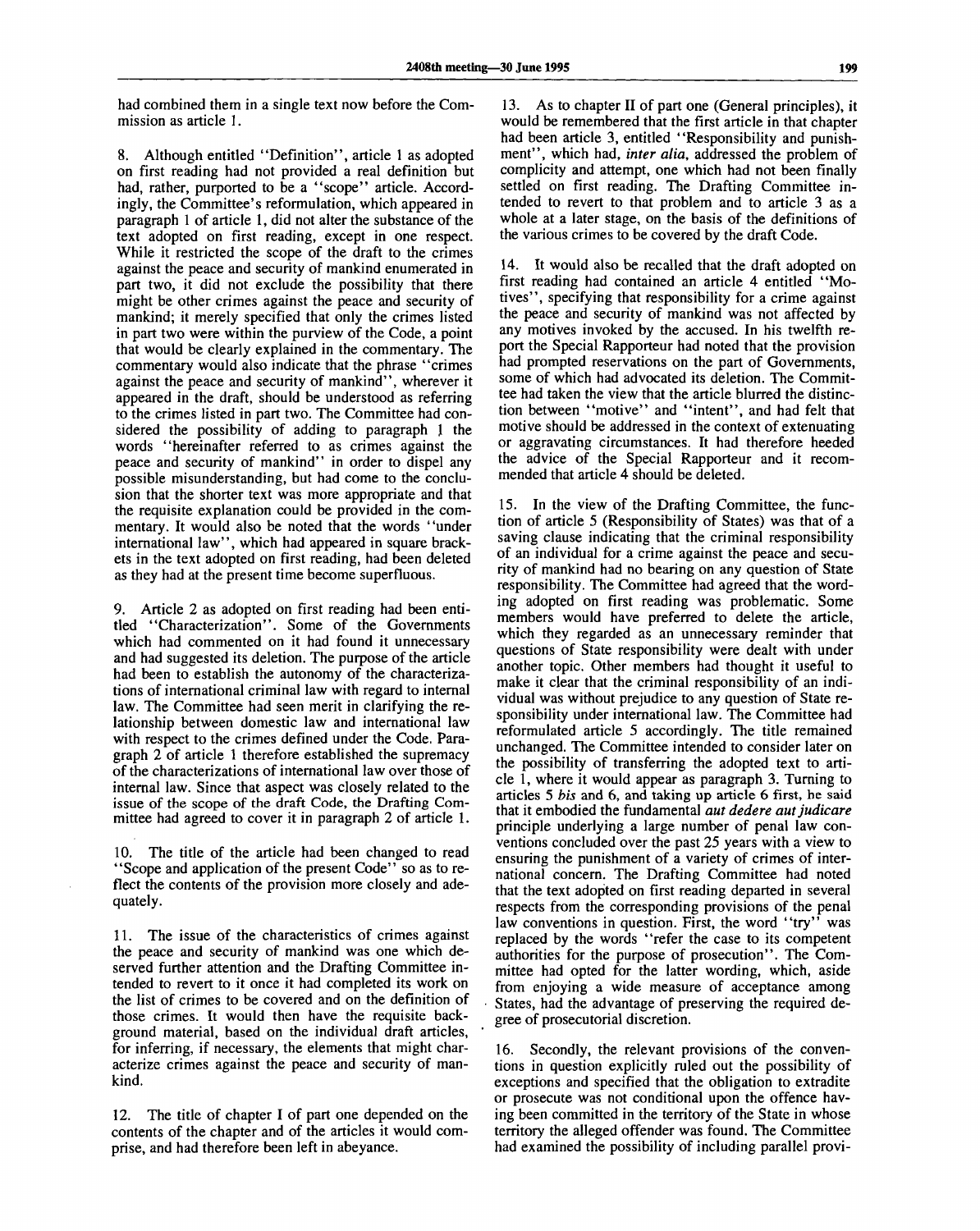had combined them in a single text now before the Commission as article 1.

8. Although entitled "Definition", article 1 as adopted on first reading had not provided a real definition but had, rather, purported to be a "scope" article. Accordingly, the Committee's reformulation, which appeared in paragraph 1 of article 1, did not alter the substance of the text adopted on first reading, except in one respect. While it restricted the scope of the draft to the crimes against the peace and security of mankind enumerated in part two, it did not exclude the possibility that there might be other crimes against the peace and security of mankind; it merely specified that only the crimes listed in part two were within the purview of the Code, a point that would be clearly explained in the commentary. The commentary would also indicate that the phrase "crimes against the peace and security of mankind", wherever it appeared in the draft, should be understood as referring to the crimes listed in part two. The Committee had considered the possibility of adding to paragraph 1 the words "hereinafter referred to as crimes against the peace and security of mankind" in order to dispel any possible misunderstanding, but had come to the conclusion that the shorter text was more appropriate and that the requisite explanation could be provided in the commentary. It would also be noted that the words "under international law", which had appeared in square brackets in the text adopted on first reading, had been deleted as they had at the present time become superfluous.

9. Article 2 as adopted on first reading had been entitled "Characterization". Some of the Governments which had commented on it had found it unnecessary and had suggested its deletion. The purpose of the article had been to establish the autonomy of the characterizations of international criminal law with regard to internal law. The Committee had seen merit in clarifying the relationship between domestic law and international law with respect to the crimes defined under the Code. Paragraph 2 of article 1 therefore established the supremacy of the characterizations of international law over those of internal law. Since that aspect was closely related to the issue of the scope of the draft Code, the Drafting Committee had agreed to cover it in paragraph 2 of article 1.

10. The title of the article had been changed to read "Scope and application of the present Code" so as to reflect the contents of the provision more closely and adequately.

11. The issue of the characteristics of crimes against the peace and security of mankind was one which deserved further attention and the Drafting Committee intended to revert to it once it had completed its work on the list of crimes to be covered and on the definition of those crimes. It would then have the requisite background material, based on the individual draft articles, for inferring, if necessary, the elements that might characterize crimes against the peace and security of mankind.

12. The title of chapter I of part one depended on the contents of the chapter and of the articles it would comprise, and had therefore been left in abeyance.

13. As to chapter II of part one (General principles), it would be remembered that the first article in that chapter had been article 3, entitled "Responsibility and punishment", which had, *inter alia*, addressed the problem of complicity and attempt, one which had not been finally settled on first reading. The Drafting Committee intended to revert to that problem and to article 3 as a whole at a later stage, on the basis of the definitions of the various crimes to be covered by the draft Code.

14. It would also be recalled that the draft adopted on first reading had contained an article 4 entitled "Motives", specifying that responsibility for a crime against the peace and security of mankind was not affected by any motives invoked by the accused. In his twelfth report the Special Rapporteur had noted that the provision had prompted reservations on the part of Governments, some of which had advocated its deletion. The Committee had taken the view that the article blurred the distinction between "motive" and "intent", and had felt that motive should be addressed in the context of extenuating or aggravating circumstances. It had therefore heeded the advice of the Special Rapporteur and it recommended that article 4 should be deleted.

15. In the view of the Drafting Committee, the function of article 5 (Responsibility of States) was that of a saving clause indicating that the criminal responsibility of an individual for a crime against the peace and security of mankind had no bearing on any question of State responsibility. The Committee had agreed that the wording adopted on first reading was problematic. Some members would have preferred to delete the article, which they regarded as an unnecessary reminder that questions of State responsibility were dealt with under another topic. Other members had thought it useful to make it clear that the criminal responsibility of an individual was without prejudice to any question of State responsibility under international law. The Committee had reformulated article 5 accordingly. The title remained unchanged. The Committee intended to consider later on the possibility of transferring the adopted text to article 1, where it would appear as paragraph 3. Turning to articles 5 *bis* and 6, and taking up article 6 first, he said that it embodied the fundamental *aut dedere aut judicare* principle underlying a large number of penal law conventions concluded over the past 25 years with a view to ensuring the punishment of a variety of crimes of international concern. The Drafting Committee had noted that the text adopted on first reading departed in several respects from the corresponding provisions of the penal law conventions in question. First, the word "try" was replaced by the words "refer the case to its competent authorities for the purpose of prosecution". The Committee had opted for the latter wording, which, aside from enjoying a wide measure of acceptance among States, had the advantage of preserving the required degree of prosecutorial discretion.

16. Secondly, the relevant provisions of the conventions in question explicitly ruled out the possibility of exceptions and specified that the obligation to extradite or prosecute was not conditional upon the offence having been committed in the territory of the State in whose territory the alleged offender was found. The Committee had examined the possibility of including parallel provi-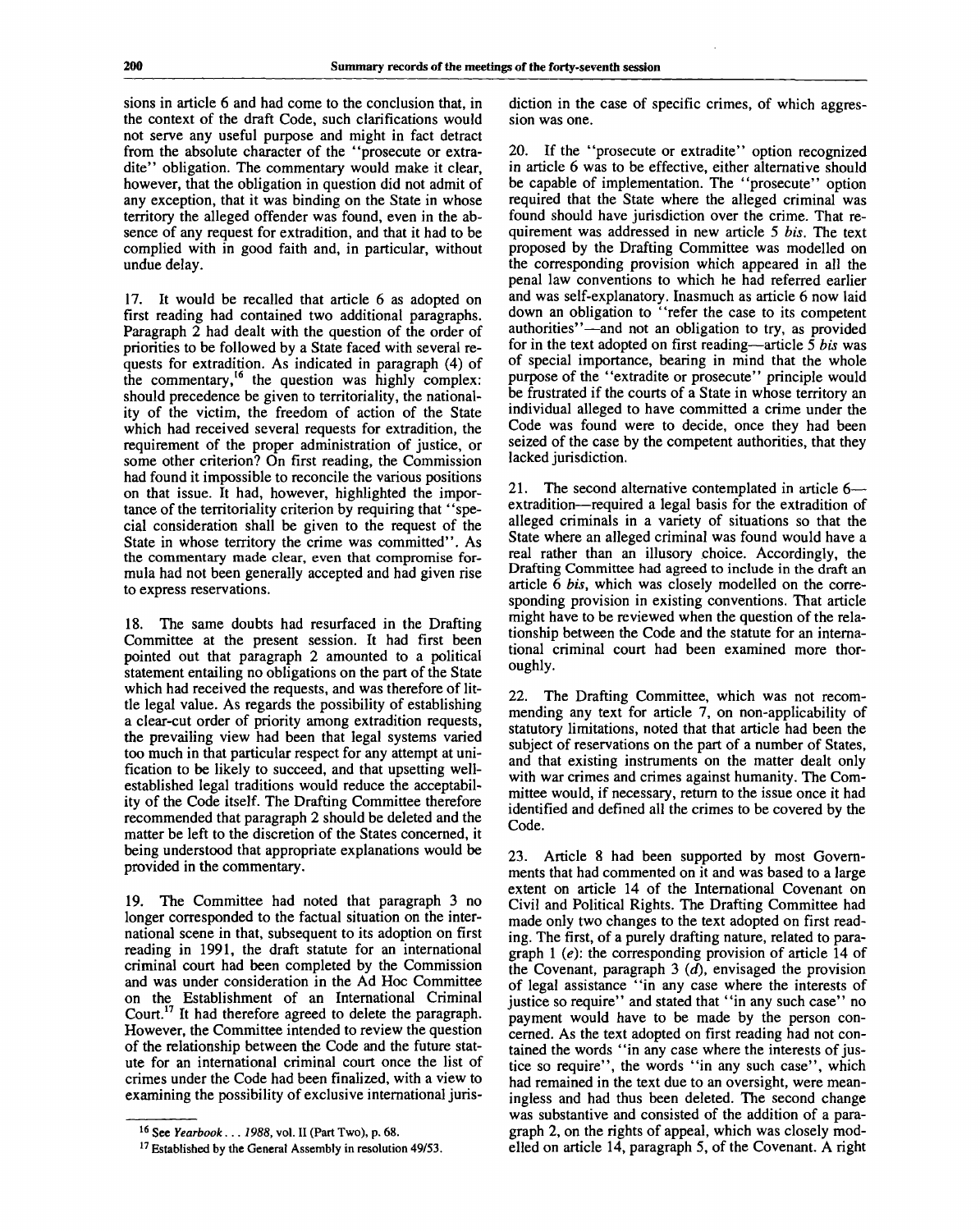sions in article 6 and had come to the conclusion that, in the context of the draft Code, such clarifications would not serve any useful purpose and might in fact detract from the absolute character of the "prosecute or extradite" obligation. The commentary would make it clear, however, that the obligation in question did not admit of any exception, that it was binding on the State in whose territory the alleged offender was found, even in the absence of any request for extradition, and that it had to be complied with in good faith and, in particular, without undue delay.

17. It would be recalled that article 6 as adopted on first reading had contained two additional paragraphs. Paragraph 2 had dealt with the question of the order of priorities to be followed by a State faced with several requests for extradition. As indicated in paragraph (4) of the commentary,[16] the question was highly complex: should precedence be given to territoriality, the nationality of the victim, the freedom of action of the State which had received several requests for extradition, the requirement of the proper administration of justice, or some other criterion? On first reading, the Commission had found it impossible to reconcile the various positions on that issue. It had, however, highlighted the importance of the territoriality criterion by requiring that "special consideration shall be given to the request of the State in whose territory the crime was committed". As the commentary made clear, even that compromise formula had not been generally accepted and had given rise to express reservations.

18. The same doubts had resurfaced in the Drafting Committee at the present session. It had first been pointed out that paragraph 2 amounted to a political statement entailing no obligations on the part of the State which had received the requests, and was therefore of little legal value. As regards the possibility of establishing a clear-cut order of priority among extradition requests, the prevailing view had been that legal systems varied too much in that particular respect for any attempt at unification to be likely to succeed, and that upsetting well-established legal traditions would reduce the acceptability of the Code itself. The Drafting Committee therefore recommended that paragraph 2 should be deleted and the matter be left to the discretion of the States concerned, it being understood that appropriate explanations would be provided in the commentary.

19. The Committee had noted that paragraph 3 no longer corresponded to the factual situation on the international scene in that, subsequent to its adoption on first reading in 1991, the draft statute for an international criminal court had been completed by the Commission and was under consideration in the Ad Hoc Committee on the Establishment of an International Criminal Court.[17] It had therefore agreed to delete the paragraph. However, the Committee intended to review the question of the relationship between the Code and the future statute for an international criminal court once the list of crimes under the Code had been finalized, with a view to examining the possibility of exclusive international jurisdiction in the case of specific crimes, of which aggression was one.

20. If the "prosecute or extradite" option recognized in article 6 was to be effective, either alternative should be capable of implementation. The "prosecute" option required that the State where the alleged criminal was found should have jurisdiction over the crime. That requirement was addressed in new article 5 *bis*. The text proposed by the Drafting Committee was modelled on the corresponding provision which appeared in all the penal law conventions to which he had referred earlier and was self-explanatory. Inasmuch as article 6 now laid down an obligation to "refer the case to its competent authorities"—and not an obligation to try, as provided for in the text adopted on first reading—article 5 *bis* was of special importance, bearing in mind that the whole purpose of the "extradite or prosecute" principle would be frustrated if the courts of a State in whose territory an individual alleged to have committed a crime under the Code was found were to decide, once they had been seized of the case by the competent authorities, that they lacked jurisdiction.

21. The second alternative contemplated in article 6—extradition—required a legal basis for the extradition of alleged criminals in a variety of situations so that the State where an alleged criminal was found would have a real rather than an illusory choice. Accordingly, the Drafting Committee had agreed to include in the draft an article 6 *bis*, which was closely modelled on the corresponding provision in existing conventions. That article might have to be reviewed when the question of the relationship between the Code and the statute for an international criminal court had been examined more thoroughly.

22. The Drafting Committee, which was not recommending any text for article 7, on non-applicability of statutory limitations, noted that that article had been the subject of reservations on the part of a number of States, and that existing instruments on the matter dealt only with war crimes and crimes against humanity. The Committee would, if necessary, return to the issue once it had identified and defined all the crimes to be covered by the Code.

23. Article 8 had been supported by most Governments that had commented on it and was based to a large extent on article 14 of the International Covenant on Civil and Political Rights. The Drafting Committee had made only two changes to the text adopted on first reading. The first, of a purely drafting nature, related to paragraph 1 (*e*): the corresponding provision of article 14 of the Covenant, paragraph 3 (*d*), envisaged the provision of legal assistance "in any case where the interests of justice so require" and stated that "in any such case" no payment would have to be made by the person concerned. As the text adopted on first reading had not contained the words "in any case where the interests of justice so require", the words "in any such case", which had remained in the text due to an oversight, were meaningless and had thus been deleted. The second change was substantive and consisted of the addition of a paragraph 2, on the rights of appeal, which was closely modelled on article 14, paragraph 5, of the Covenant. A right

---

[16] See *Yearbook... 1988*, vol. II (Part Two), p. 68.

[17] Established by the General Assembly in resolution 49/53.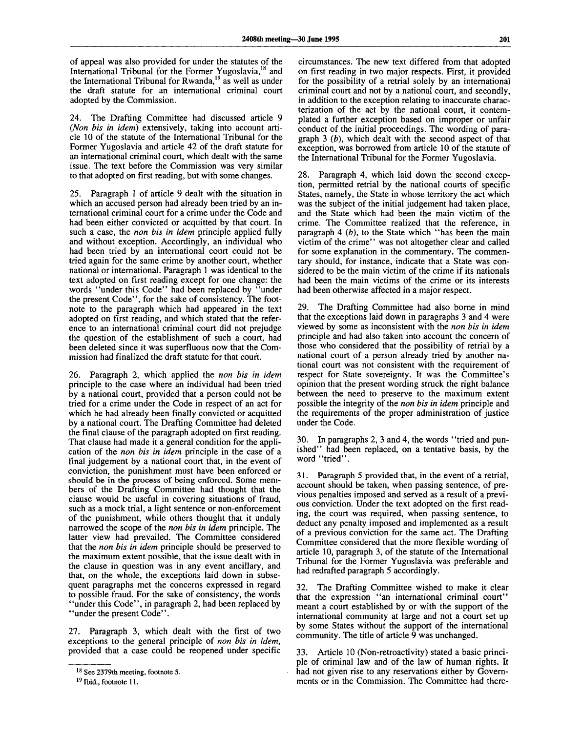of appeal was also provided for under the statutes of the International Tribunal for the Former Yugoslavia,[18] and the International Tribunal for Rwanda,[19] as well as under the draft statute for an international criminal court adopted by the Commission.

24. The Drafting Committee had discussed article 9 (*Non bis in idem*) extensively, taking into account article 10 of the statute of the International Tribunal for the Former Yugoslavia and article 42 of the draft statute for an international criminal court, which dealt with the same issue. The text before the Commission was very similar to that adopted on first reading, but with some changes.

25. Paragraph 1 of article 9 dealt with the situation in which an accused person had already been tried by an international criminal court for a crime under the Code and had been either convicted or acquitted by that court. In such a case, the *non bis in idem* principle applied fully and without exception. Accordingly, an individual who had been tried by an international court could not be tried again for the same crime by another court, whether national or international. Paragraph 1 was identical to the text adopted on first reading except for one change: the words "under this Code" had been replaced by "under the present Code", for the sake of consistency. The footnote to the paragraph which had appeared in the text adopted on first reading, and which stated that the reference to an international criminal court did not prejudge the question of the establishment of such a court, had been deleted since it was superfluous now that the Commission had finalized the draft statute for that court.

26. Paragraph 2, which applied the *non bis in idem* principle to the case where an individual had been tried by a national court, provided that a person could not be tried for a crime under the Code in respect of an act for which he had already been finally convicted or acquitted by a national court. The Drafting Committee had deleted the final clause of the paragraph adopted on first reading. That clause had made it a general condition for the application of the *non bis in idem* principle in the case of a final judgement by a national court that, in the event of conviction, the punishment must have been enforced or should be in the process of being enforced. Some members of the Drafting Committee had thought that the clause would be useful in covering situations of fraud, such as a mock trial, a light sentence or non-enforcement of the punishment, while others thought that it unduly narrowed the scope of the *non bis in idem* principle. The latter view had prevailed. The Committee considered that the *non bis in idem* principle should be preserved to the maximum extent possible, that the issue dealt with in the clause in question was in any event ancillary, and that, on the whole, the exceptions laid down in subsequent paragraphs met the concerns expressed in regard to possible fraud. For the sake of consistency, the words "under this Code", in paragraph 2, had been replaced by "under the present Code".

27. Paragraph 3, which dealt with the first of two exceptions to the general principle of *non bis in idem*, provided that a case could be reopened under specific circumstances. The new text differed from that adopted on first reading in two major respects. First, it provided for the possibility of a retrial solely by an international criminal court and not by a national court, and secondly, in addition to the exception relating to inaccurate characterization of the act by the national court, it contemplated a further exception based on improper or unfair conduct of the initial proceedings. The wording of paragraph 3 (*b*), which dealt with the second aspect of that exception, was borrowed from article 10 of the statute of the International Tribunal for the Former Yugoslavia.

28. Paragraph 4, which laid down the second exception, permitted retrial by the national courts of specific States, namely, the State in whose territory the act which was the subject of the initial judgement had taken place, and the State which had been the main victim of the crime. The Committee realized that the reference, in paragraph 4 (*b*), to the State which "has been the main victim of the crime" was not altogether clear and called for some explanation in the commentary. The commentary should, for instance, indicate that a State was considered to be the main victim of the crime if its nationals had been the main victims of the crime or its interests had been otherwise affected in a major respect.

29. The Drafting Committee had also borne in mind that the exceptions laid down in paragraphs 3 and 4 were viewed by some as inconsistent with the *non bis in idem* principle and had also taken into account the concern of those who considered that the possibility of retrial by a national court of a person already tried by another national court was not consistent with the requirement of respect for State sovereignty. It was the Committee's opinion that the present wording struck the right balance between the need to preserve to the maximum extent possible the integrity of the *non bis in idem* principle and the requirements of the proper administration of justice under the Code.

30. In paragraphs 2, 3 and 4, the words "tried and punished" had been replaced, on a tentative basis, by the word "tried".

31. Paragraph 5 provided that, in the event of a retrial, account should be taken, when passing sentence, of previous penalties imposed and served as a result of a previous conviction. Under the text adopted on the first reading, the court was required, when passing sentence, to deduct any penalty imposed and implemented as a result of a previous conviction for the same act. The Drafting Committee considered that the more flexible wording of article 10, paragraph 3, of the statute of the International Tribunal for the Former Yugoslavia was preferable and had redrafted paragraph 5 accordingly.

32. The Drafting Committee wished to make it clear that the expression "an international criminal court" meant a court established by or with the support of the international community at large and not a court set up by some States without the support of the international community. The title of article 9 was unchanged.

33. Article 10 (Non-retroactivity) stated a basic principle of criminal law and of the law of human rights. It had not given rise to any reservations either by Governments or in the Commission. The Committee had there-

---

[18] See 2379th meeting, footnote 5.

[19] Ibid., footnote 11.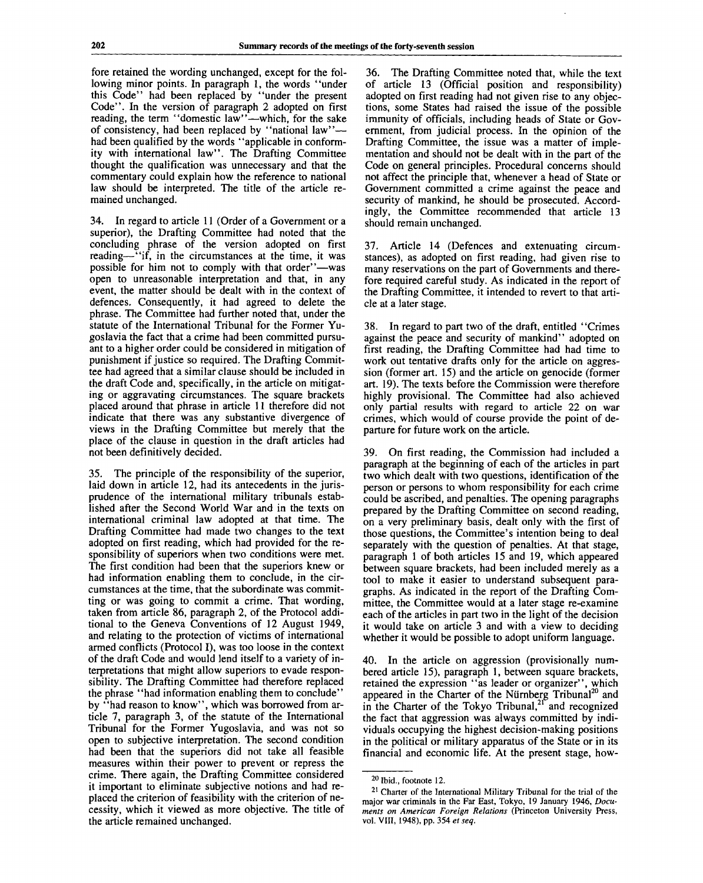fore retained the wording unchanged, except for the following minor points. In paragraph 1, the words "under this Code" had been replaced by "under the present Code". In the version of paragraph 2 adopted on first reading, the term "domestic law"—which, for the sake of consistency, had been replaced by "national law"—had been qualified by the words "applicable in conformity with international law". The Drafting Committee thought the qualification was unnecessary and that the commentary could explain how the reference to national law should be interpreted. The title of the article remained unchanged.

34. In regard to article 11 (Order of a Government or a superior), the Drafting Committee had noted that the concluding phrase of the version adopted on first reading—"if, in the circumstances at the time, it was possible for him not to comply with that order"—was open to unreasonable interpretation and that, in any event, the matter should be dealt with in the context of defences. Consequently, it had agreed to delete the phrase. The Committee had further noted that, under the statute of the International Tribunal for the Former Yugoslavia the fact that a crime had been committed pursuant to a higher order could be considered in mitigation of punishment if justice so required. The Drafting Committee had agreed that a similar clause should be included in the draft Code and, specifically, in the article on mitigating or aggravating circumstances. The square brackets placed around that phrase in article 11 therefore did not indicate that there was any substantive divergence of views in the Drafting Committee but merely that the place of the clause in question in the draft articles had not been definitively decided.

35. The principle of the responsibility of the superior, laid down in article 12, had its antecedents in the jurisprudence of the international military tribunals established after the Second World War and in the texts on international criminal law adopted at that time. The Drafting Committee had made two changes to the text adopted on first reading, which had provided for the responsibility of superiors when two conditions were met. The first condition had been that the superiors knew or had information enabling them to conclude, in the circumstances at the time, that the subordinate was committing or was going to commit a crime. That wording, taken from article 86, paragraph 2, of the Protocol additional to the Geneva Conventions of 12 August 1949, and relating to the protection of victims of international armed conflicts (Protocol I), was too loose in the context of the draft Code and would lend itself to a variety of interpretations that might allow superiors to evade responsibility. The Drafting Committee had therefore replaced the phrase "had information enabling them to conclude" by "had reason to know", which was borrowed from article 7, paragraph 3, of the statute of the International Tribunal for the Former Yugoslavia, and was not so open to subjective interpretation. The second condition had been that the superiors did not take all feasible measures within their power to prevent or repress the crime. There again, the Drafting Committee considered it important to eliminate subjective notions and had replaced the criterion of feasibility with the criterion of necessity, which it viewed as more objective. The title of the article remained unchanged.

36. The Drafting Committee noted that, while the text of article 13 (Official position and responsibility) adopted on first reading had not given rise to any objections, some States had raised the issue of the possible immunity of officials, including heads of State or Government, from judicial process. In the opinion of the Drafting Committee, the issue was a matter of implementation and should not be dealt with in the part of the Code on general principles. Procedural concerns should not affect the principle that, whenever a head of State or Government committed a crime against the peace and security of mankind, he should be prosecuted. Accordingly, the Committee recommended that article 13 should remain unchanged.

37. Article 14 (Defences and extenuating circumstances), as adopted on first reading, had given rise to many reservations on the part of Governments and therefore required careful study. As indicated in the report of the Drafting Committee, it intended to revert to that article at a later stage.

38. In regard to part two of the draft, entitled "Crimes against the peace and security of mankind" adopted on first reading, the Drafting Committee had had time to work out tentative drafts only for the article on aggression (former art. 15) and the article on genocide (former art. 19). The texts before the Commission were therefore highly provisional. The Committee had also achieved only partial results with regard to article 22 on war crimes, which would of course provide the point of departure for future work on the article.

39. On first reading, the Commission had included a paragraph at the beginning of each of the articles in part two which dealt with two questions, identification of the person or persons to whom responsibility for each crime could be ascribed, and penalties. The opening paragraphs prepared by the Drafting Committee on second reading, on a very preliminary basis, dealt only with the first of those questions, the Committee's intention being to deal separately with the question of penalties. At that stage, paragraph 1 of both articles 15 and 19, which appeared between square brackets, had been included merely as a tool to make it easier to understand subsequent paragraphs. As indicated in the report of the Drafting Committee, the Committee would at a later stage re-examine each of the articles in part two in the light of the decision it would take on article 3 and with a view to deciding whether it would be possible to adopt uniform language.

40. In the article on aggression (provisionally numbered article 15), paragraph 1, between square brackets, retained the expression "as leader or organizer", which appeared in the Charter of the Nürnberg Tribunal[20] and in the Charter of the Tokyo Tribunal,[21] and recognized the fact that aggression was always committed by individuals occupying the highest decision-making positions in the political or military apparatus of the State or in its financial and economic life. At the present stage, how-

---

[20] Ibid., footnote 12.

[21] Charter of the International Military Tribunal for the trial of the major war criminals in the Far East, Tokyo, 19 January 1946, *Documents on American Foreign Relations* (Princeton University Press, vol. VIII, 1948), pp. 354 *et seq.*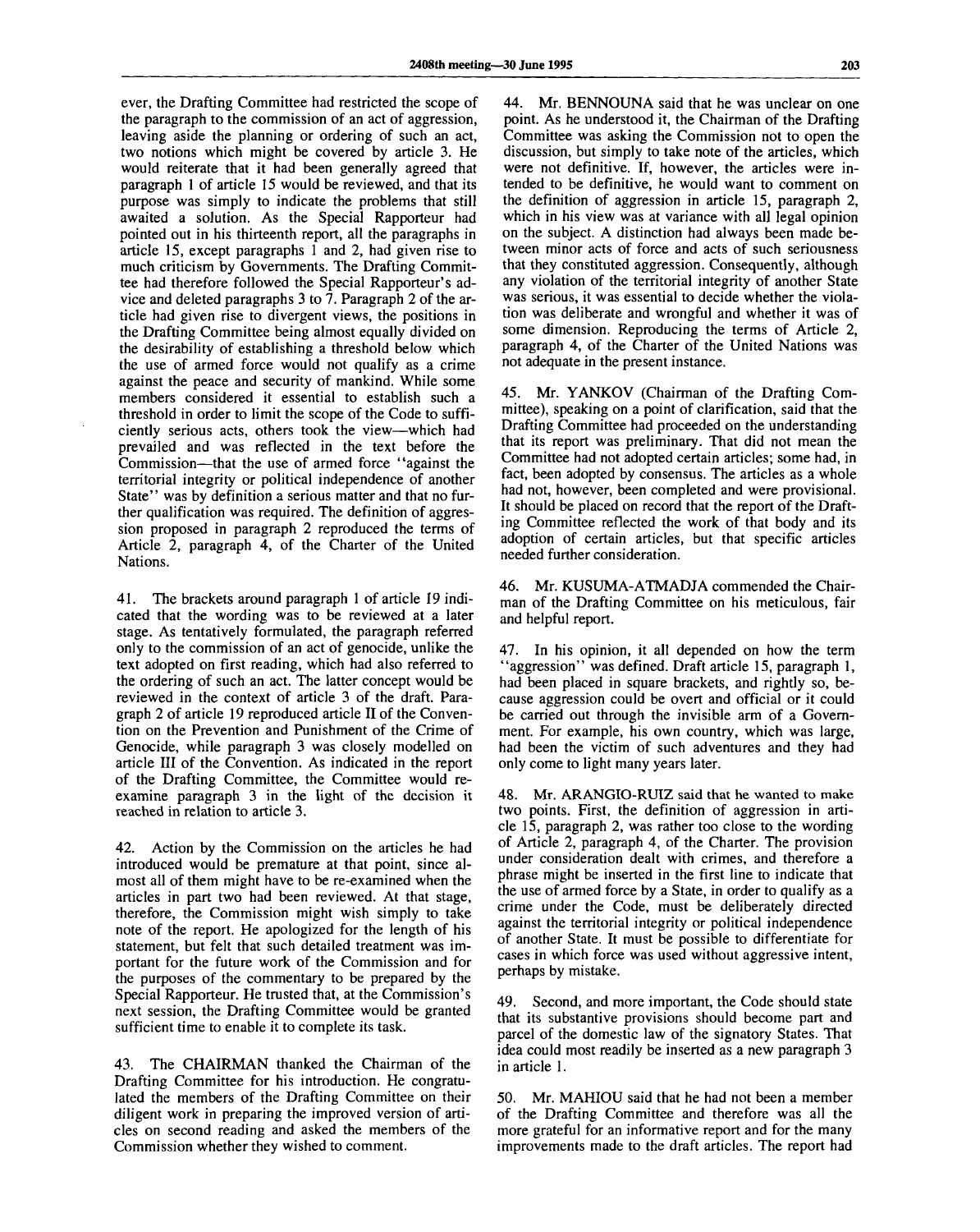ever, the Drafting Committee had restricted the scope of the paragraph to the commission of an act of aggression, leaving aside the planning or ordering of such an act, two notions which might be covered by article 3. He would reiterate that it had been generally agreed that paragraph 1 of article 15 would be reviewed, and that its purpose was simply to indicate the problems that still awaited a solution. As the Special Rapporteur had pointed out in his thirteenth report, all the paragraphs in article 15, except paragraphs 1 and 2, had given rise to much criticism by Governments. The Drafting Committee had therefore followed the Special Rapporteur's advice and deleted paragraphs 3 to 7. Paragraph 2 of the article had given rise to divergent views, the positions in the Drafting Committee being almost equally divided on the desirability of establishing a threshold below which the use of armed force would not qualify as a crime against the peace and security of mankind. While some members considered it essential to establish such a threshold in order to limit the scope of the Code to sufficiently serious acts, others took the view—which had prevailed and was reflected in the text before the Commission—that the use of armed force "against the territorial integrity or political independence of another State" was by definition a serious matter and that no further qualification was required. The definition of aggression proposed in paragraph 2 reproduced the terms of Article 2, paragraph 4, of the Charter of the United Nations.

41. The brackets around paragraph 1 of article 19 indicated that the wording was to be reviewed at a later stage. As tentatively formulated, the paragraph referred only to the commission of an act of genocide, unlike the text adopted on first reading, which had also referred to the ordering of such an act. The latter concept would be reviewed in the context of article 3 of the draft. Paragraph 2 of article 19 reproduced article II of the Convention on the Prevention and Punishment of the Crime of Genocide, while paragraph 3 was closely modelled on article III of the Convention. As indicated in the report of the Drafting Committee, the Committee would reexamine paragraph 3 in the light of the decision it reached in relation to article 3.

42. Action by the Commission on the articles he had introduced would be premature at that point, since almost all of them might have to be re-examined when the articles in part two had been reviewed. At that stage, therefore, the Commission might wish simply to take note of the report. He apologized for the length of his statement, but felt that such detailed treatment was important for the future work of the Commission and for the purposes of the commentary to be prepared by the Special Rapporteur. He trusted that, at the Commission's next session, the Drafting Committee would be granted sufficient time to enable it to complete its task.

43. The CHAIRMAN thanked the Chairman of the Drafting Committee for his introduction. He congratulated the members of the Drafting Committee on their diligent work in preparing the improved version of articles on second reading and asked the members of the Commission whether they wished to comment.

44. Mr. BENNOUNA said that he was unclear on one point. As he understood it, the Chairman of the Drafting Committee was asking the Commission not to open the discussion, but simply to take note of the articles, which were not definitive. If, however, the articles were intended to be definitive, he would want to comment on the definition of aggression in article 15, paragraph 2, which in his view was at variance with all legal opinion on the subject. A distinction had always been made between minor acts of force and acts of such seriousness that they constituted aggression. Consequently, although any violation of the territorial integrity of another State was serious, it was essential to decide whether the violation was deliberate and wrongful and whether it was of some dimension. Reproducing the terms of Article 2, paragraph 4, of the Charter of the United Nations was not adequate in the present instance.

45. Mr. YANKOV (Chairman of the Drafting Committee), speaking on a point of clarification, said that the Drafting Committee had proceeded on the understanding that its report was preliminary. That did not mean the Committee had not adopted certain articles; some had, in fact, been adopted by consensus. The articles as a whole had not, however, been completed and were provisional. It should be placed on record that the report of the Drafting Committee reflected the work of that body and its adoption of certain articles, but that specific articles needed further consideration.

46. Mr. KUSUMA-ATMADJA commended the Chairman of the Drafting Committee on his meticulous, fair and helpful report.

47. In his opinion, it all depended on how the term "aggression" was defined. Draft article 15, paragraph 1, had been placed in square brackets, and rightly so, because aggression could be overt and official or it could be carried out through the invisible arm of a Government. For example, his own country, which was large, had been the victim of such adventures and they had only come to light many years later.

48. Mr. ARANGIO-RUIZ said that he wanted to make two points. First, the definition of aggression in article 15, paragraph 2, was rather too close to the wording of Article 2, paragraph 4, of the Charter. The provision under consideration dealt with crimes, and therefore a phrase might be inserted in the first line to indicate that the use of armed force by a State, in order to qualify as a crime under the Code, must be deliberately directed against the territorial integrity or political independence of another State. It must be possible to differentiate for cases in which force was used without aggressive intent, perhaps by mistake.

49. Second, and more important, the Code should state that its substantive provisions should become part and parcel of the domestic law of the signatory States. That idea could most readily be inserted as a new paragraph 3 in article 1.

50. Mr. MAHIOU said that he had not been a member of the Drafting Committee and therefore was all the more grateful for an informative report and for the many improvements made to the draft articles. The report had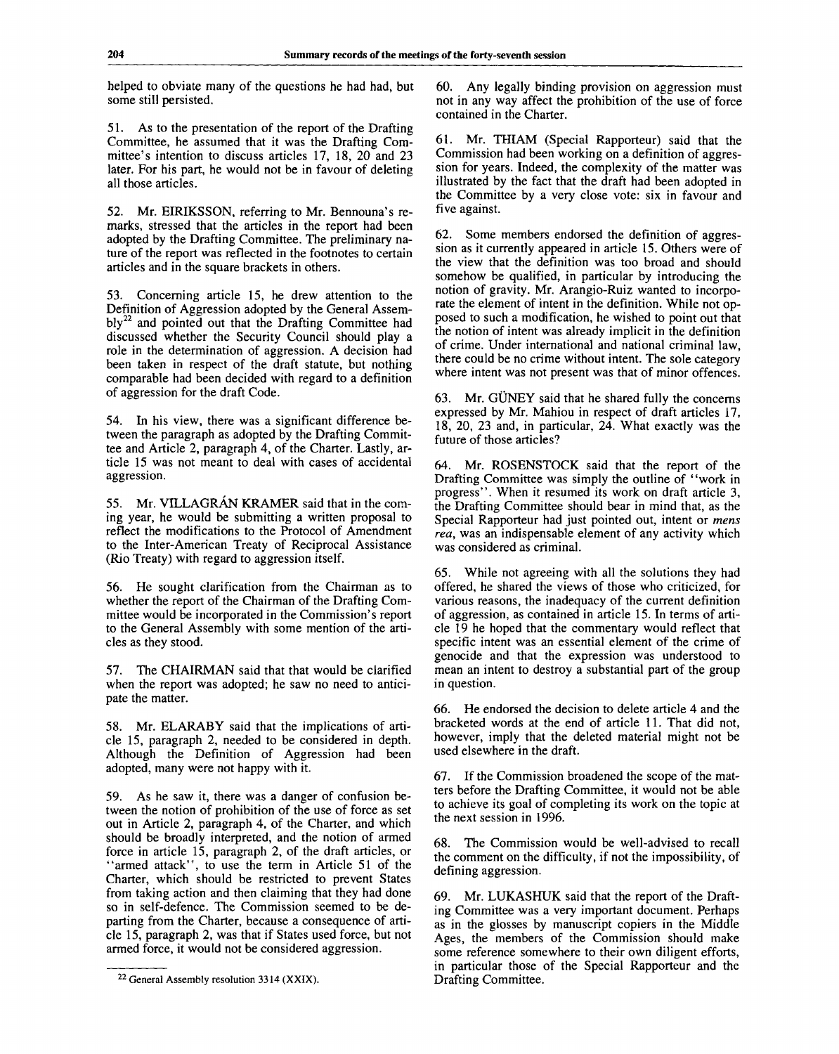helped to obviate many of the questions he had had, but some still persisted.

51. As to the presentation of the report of the Drafting Committee, he assumed that it was the Drafting Committee's intention to discuss articles 17, 18, 20 and 23 later. For his part, he would not be in favour of deleting all those articles.

52. Mr. EIRIKSSON, referring to Mr. Bennouna's remarks, stressed that the articles in the report had been adopted by the Drafting Committee. The preliminary nature of the report was reflected in the footnotes to certain articles and in the square brackets in others.

53. Concerning article 15, he drew attention to the Definition of Aggression adopted by the General Assembly[22] and pointed out that the Drafting Committee had discussed whether the Security Council should play a role in the determination of aggression. A decision had been taken in respect of the draft statute, but nothing comparable had been decided with regard to a definition of aggression for the draft Code.

54. In his view, there was a significant difference between the paragraph as adopted by the Drafting Committee and Article 2, paragraph 4, of the Charter. Lastly, article 15 was not meant to deal with cases of accidental aggression.

55. Mr. VILLAGRÁN KRAMER said that in the coming year, he would be submitting a written proposal to reflect the modifications to the Protocol of Amendment to the Inter-American Treaty of Reciprocal Assistance (Rio Treaty) with regard to aggression itself.

56. He sought clarification from the Chairman as to whether the report of the Chairman of the Drafting Committee would be incorporated in the Commission's report to the General Assembly with some mention of the articles as they stood.

57. The CHAIRMAN said that that would be clarified when the report was adopted; he saw no need to anticipate the matter.

58. Mr. ELARABY said that the implications of article 15, paragraph 2, needed to be considered in depth. Although the Definition of Aggression had been adopted, many were not happy with it.

59. As he saw it, there was a danger of confusion between the notion of prohibition of the use of force as set out in Article 2, paragraph 4, of the Charter, and which should be broadly interpreted, and the notion of armed force in article 15, paragraph 2, of the draft articles, or "armed attack", to use the term in Article 51 of the Charter, which should be restricted to prevent States from taking action and then claiming that they had done so in self-defence. The Commission seemed to be departing from the Charter, because a consequence of article 15, paragraph 2, was that if States used force, but not armed force, it would not be considered aggression.

60. Any legally binding provision on aggression must not in any way affect the prohibition of the use of force contained in the Charter.

61. Mr. THIAM (Special Rapporteur) said that the Commission had been working on a definition of aggression for years. Indeed, the complexity of the matter was illustrated by the fact that the draft had been adopted in the Committee by a very close vote: six in favour and five against.

62. Some members endorsed the definition of aggression as it currently appeared in article 15. Others were of the view that the definition was too broad and should somehow be qualified, in particular by introducing the notion of gravity. Mr. Arangio-Ruiz wanted to incorporate the element of intent in the definition. While not opposed to such a modification, he wished to point out that the notion of intent was already implicit in the definition of crime. Under international and national criminal law, there could be no crime without intent. The sole category where intent was not present was that of minor offences.

63. Mr. GÜNEY said that he shared fully the concerns expressed by Mr. Mahiou in respect of draft articles 17, 18, 20, 23 and, in particular, 24. What exactly was the future of those articles?

64. Mr. ROSENSTOCK said that the report of the Drafting Committee was simply the outline of "work in progress". When it resumed its work on draft article 3, the Drafting Committee should bear in mind that, as the Special Rapporteur had just pointed out, intent or *mens rea*, was an indispensable element of any activity which was considered as criminal.

65. While not agreeing with all the solutions they had offered, he shared the views of those who criticized, for various reasons, the inadequacy of the current definition of aggression, as contained in article 15. In terms of article 19 he hoped that the commentary would reflect that specific intent was an essential element of the crime of genocide and that the expression was understood to mean an intent to destroy a substantial part of the group in question.

66. He endorsed the decision to delete article 4 and the bracketed words at the end of article 11. That did not, however, imply that the deleted material might not be used elsewhere in the draft.

67. If the Commission broadened the scope of the matters before the Drafting Committee, it would not be able to achieve its goal of completing its work on the topic at the next session in 1996.

68. The Commission would be well-advised to recall the comment on the difficulty, if not the impossibility, of defining aggression.

69. Mr. LUKASHUK said that the report of the Drafting Committee was a very important document. Perhaps as in the glosses by manuscript copiers in the Middle Ages, the members of the Commission should make some reference somewhere to their own diligent efforts, in particular those of the Special Rapporteur and the Drafting Committee.

---

[22] General Assembly resolution 3314 (XXIX).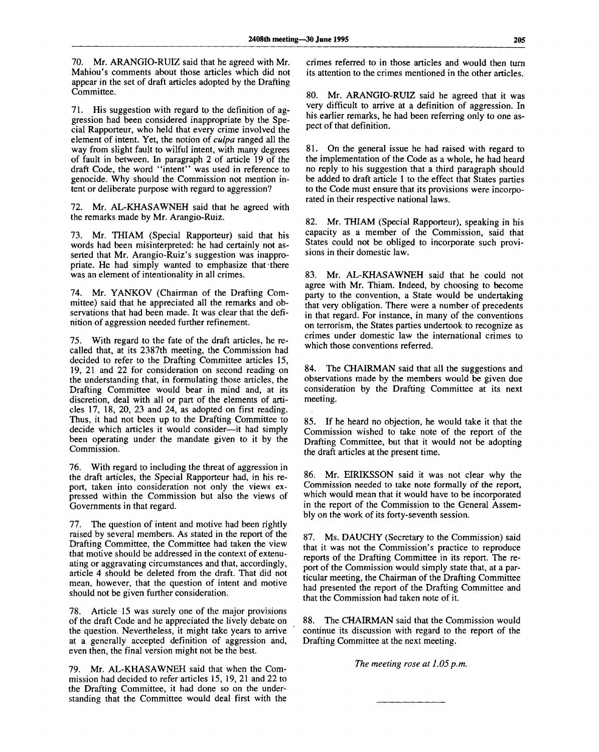70. Mr. ARANGIO-RUIZ said that he agreed with Mr. Mahiou's comments about those articles which did not appear in the set of draft articles adopted by the Drafting Committee.

71. His suggestion with regard to the definition of aggression had been considered inappropriate by the Special Rapporteur, who held that every crime involved the element of intent. Yet, the notion of *culpa* ranged all the way from slight fault to wilful intent, with many degrees of fault in between. In paragraph 2 of article 19 of the draft Code, the word "intent" was used in reference to genocide. Why should the Commission not mention intent or deliberate purpose with regard to aggression?

72. Mr. AL-KHASAWNEH said that he agreed with the remarks made by Mr. Arangio-Ruiz.

73. Mr. THIAM (Special Rapporteur) said that his words had been misinterpreted: he had certainly not asserted that Mr. Arangio-Ruiz's suggestion was inappropriate. He had simply wanted to emphasize that there was an element of intentionality in all crimes.

74. Mr. YANKOV (Chairman of the Drafting Committee) said that he appreciated all the remarks and observations that had been made. It was clear that the definition of aggression needed further refinement.

75. With regard to the fate of the draft articles, he recalled that, at its 2387th meeting, the Commission had decided to refer to the Drafting Committee articles 15, 19, 21 and 22 for consideration on second reading on the understanding that, in formulating those articles, the Drafting Committee would bear in mind and, at its discretion, deal with all or part of the elements of articles 17, 18, 20, 23 and 24, as adopted on first reading. Thus, it had not been up to the Drafting Committee to decide which articles it would consider—it had simply been operating under the mandate given to it by the Commission.

76. With regard to including the threat of aggression in the draft articles, the Special Rapporteur had, in his report, taken into consideration not only the views expressed within the Commission but also the views of Governments in that regard.

77. The question of intent and motive had been rightly raised by several members. As stated in the report of the Drafting Committee, the Committee had taken the view that motive should be addressed in the context of extenuating or aggravating circumstances and that, accordingly, article 4 should be deleted from the draft. That did not mean, however, that the question of intent and motive should not be given further consideration.

78. Article 15 was surely one of the major provisions of the draft Code and he appreciated the lively debate on the question. Nevertheless, it might take years to arrive at a generally accepted definition of aggression and, even then, the final version might not be the best.

79. Mr. AL-KHASAWNEH said that when the Commission had decided to refer articles 15, 19, 21 and 22 to the Drafting Committee, it had done so on the understanding that the Committee would deal first with the crimes referred to in those articles and would then turn its attention to the crimes mentioned in the other articles.

80. Mr. ARANGIO-RUIZ said he agreed that it was very difficult to arrive at a definition of aggression. In his earlier remarks, he had been referring only to one aspect of that definition.

81. On the general issue he had raised with regard to the implementation of the Code as a whole, he had heard no reply to his suggestion that a third paragraph should be added to draft article 1 to the effect that States parties to the Code must ensure that its provisions were incorporated in their respective national laws.

82. Mr. THIAM (Special Rapporteur), speaking in his capacity as a member of the Commission, said that States could not be obliged to incorporate such provisions in their domestic law.

83. Mr. AL-KHASAWNEH said that he could not agree with Mr. Thiam. Indeed, by choosing to become party to the convention, a State would be undertaking that very obligation. There were a number of precedents in that regard. For instance, in many of the conventions on terrorism, the States parties undertook to recognize as crimes under domestic law the international crimes to which those conventions referred.

84. The CHAIRMAN said that all the suggestions and observations made by the members would be given due consideration by the Drafting Committee at its next meeting.

85. If he heard no objection, he would take it that the Commission wished to take note of the report of the Drafting Committee, but that it would not be adopting the draft articles at the present time.

86. Mr. EIRIKSSON said it was not clear why the Commission needed to take note formally of the report, which would mean that it would have to be incorporated in the report of the Commission to the General Assembly on the work of its forty-seventh session.

87. Ms. DAUCHY (Secretary to the Commission) said that it was not the Commission's practice to reproduce reports of the Drafting Committee in its report. The report of the Commission would simply state that, at a particular meeting, the Chairman of the Drafting Committee had presented the report of the Drafting Committee and that the Commission had taken note of it.

88. The CHAIRMAN said that the Commission would continue its discussion with regard to the report of the Drafting Committee at the next meeting.

*The meeting rose at 1.05 p.m.*